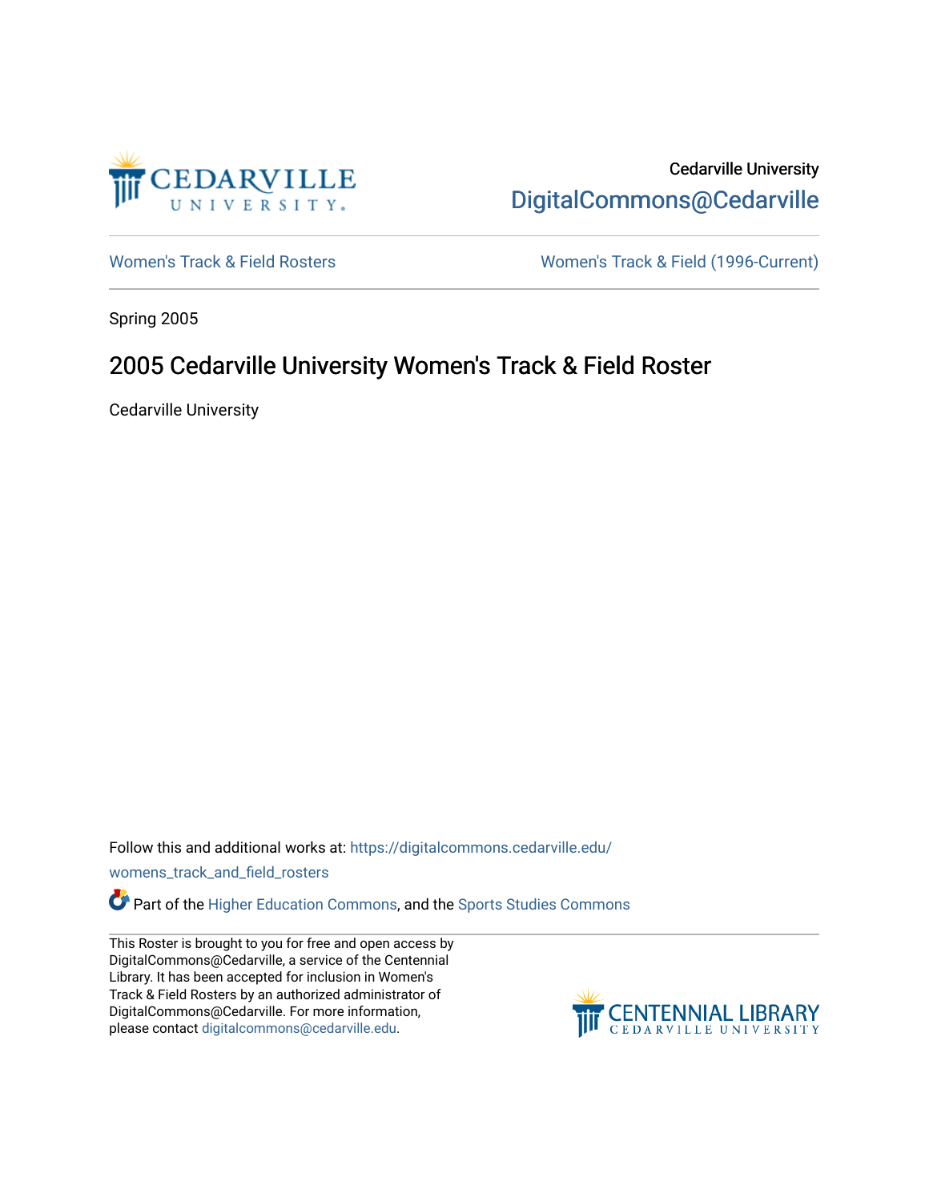Cedarville University

DigitalCommons@Cedarville

Women's Track & Field Rosters

Women's Track & Field (1996-Current)

Spring 2005

# 2005 Cedarville University Women's Track & Field Roster

Cedarville University

Follow this and additional works at: https://digitalcommons.cedarville.edu/womens_track_and_field_rosters

Part of the Higher Education Commons, and the Sports Studies Commons

This Roster is brought to you for free and open access by DigitalCommons@Cedarville, a service of the Centennial Library. It has been accepted for inclusion in Women's Track & Field Rosters by an authorized administrator of DigitalCommons@Cedarville. For more information, please contact digitalcommons@cedarville.edu.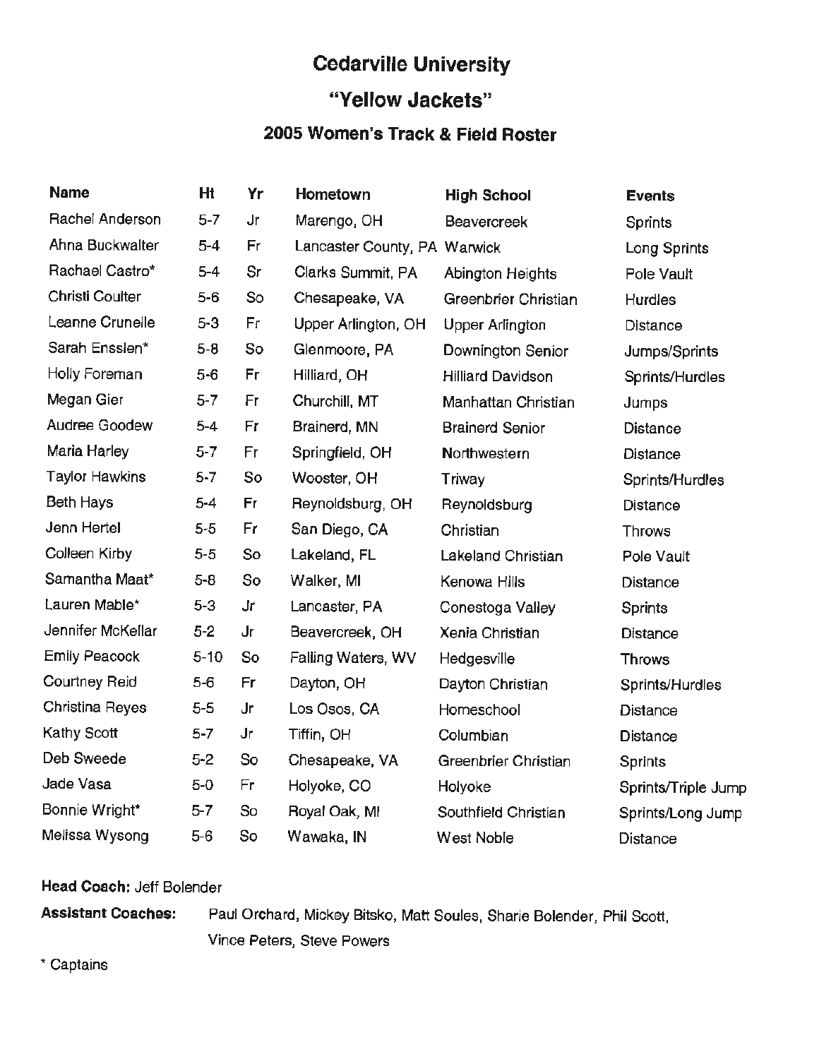# Cedarville University

## "Yellow Jackets"

### 2005 Women's Track & Field Roster

| Name | Ht | Yr | Hometown | High School | Events |
|---|---|---|---|---|---|
| Rachel Anderson | 5-7 | Jr | Marengo, OH | Beavercreek | Sprints |
| Ahna Buckwalter | 5-4 | Fr | Lancaster County, PA | Warwick | Long Sprints |
| Rachael Castro* | 5-4 | Sr | Clarks Summit, PA | Abington Heights | Pole Vault |
| Christi Coulter | 5-6 | So | Chesapeake, VA | Greenbrier Christian | Hurdles |
| Leanne Crunelle | 5-3 | Fr | Upper Arlington, OH | Upper Arlington | Distance |
| Sarah Ensslen* | 5-8 | So | Glenmoore, PA | Downington Senior | Jumps/Sprints |
| Holly Foreman | 5-6 | Fr | Hilliard, OH | Hilliard Davidson | Sprints/Hurdles |
| Megan Gier | 5-7 | Fr | Churchill, MT | Manhattan Christian | Jumps |
| Audree Goodew | 5-4 | Fr | Brainerd, MN | Brainerd Senior | Distance |
| Maria Harley | 5-7 | Fr | Springfield, OH | Northwestern | Distance |
| Taylor Hawkins | 5-7 | So | Wooster, OH | Triway | Sprints/Hurdles |
| Beth Hays | 5-4 | Fr | Reynoldsburg, OH | Reynoldsburg | Distance |
| Jenn Hertel | 5-5 | Fr | San Diego, CA | Christian | Throws |
| Colleen Kirby | 5-5 | So | Lakeland, FL | Lakeland Christian | Pole Vault |
| Samantha Maat* | 5-8 | So | Walker, MI | Kenowa Hills | Distance |
| Lauren Mable* | 5-3 | Jr | Lancaster, PA | Conestoga Valley | Sprints |
| Jennifer McKellar | 5-2 | Jr | Beavercreek, OH | Xenia Christian | Distance |
| Emily Peacock | 5-10 | So | Falling Waters, WV | Hedgesville | Throws |
| Courtney Reid | 5-6 | Fr | Dayton, OH | Dayton Christian | Sprints/Hurdles |
| Christina Reyes | 5-5 | Jr | Los Osos, CA | Homeschool | Distance |
| Kathy Scott | 5-7 | Jr | Tiffin, OH | Columbian | Distance |
| Deb Sweede | 5-2 | So | Chesapeake, VA | Greenbrier Christian | Sprints |
| Jade Vasa | 5-0 | Fr | Holyoke, CO | Holyoke | Sprints/Triple Jump |
| Bonnie Wright* | 5-7 | So | Royal Oak, MI | Southfield Christian | Sprints/Long Jump |
| Melissa Wysong | 5-6 | So | Wawaka, IN | West Noble | Distance |

**Head Coach:** Jeff Bolender

**Assistant Coaches:** Paul Orchard, Mickey Bitsko, Matt Soules, Sharie Bolender, Phil Scott, Vince Peters, Steve Powers

* Captains